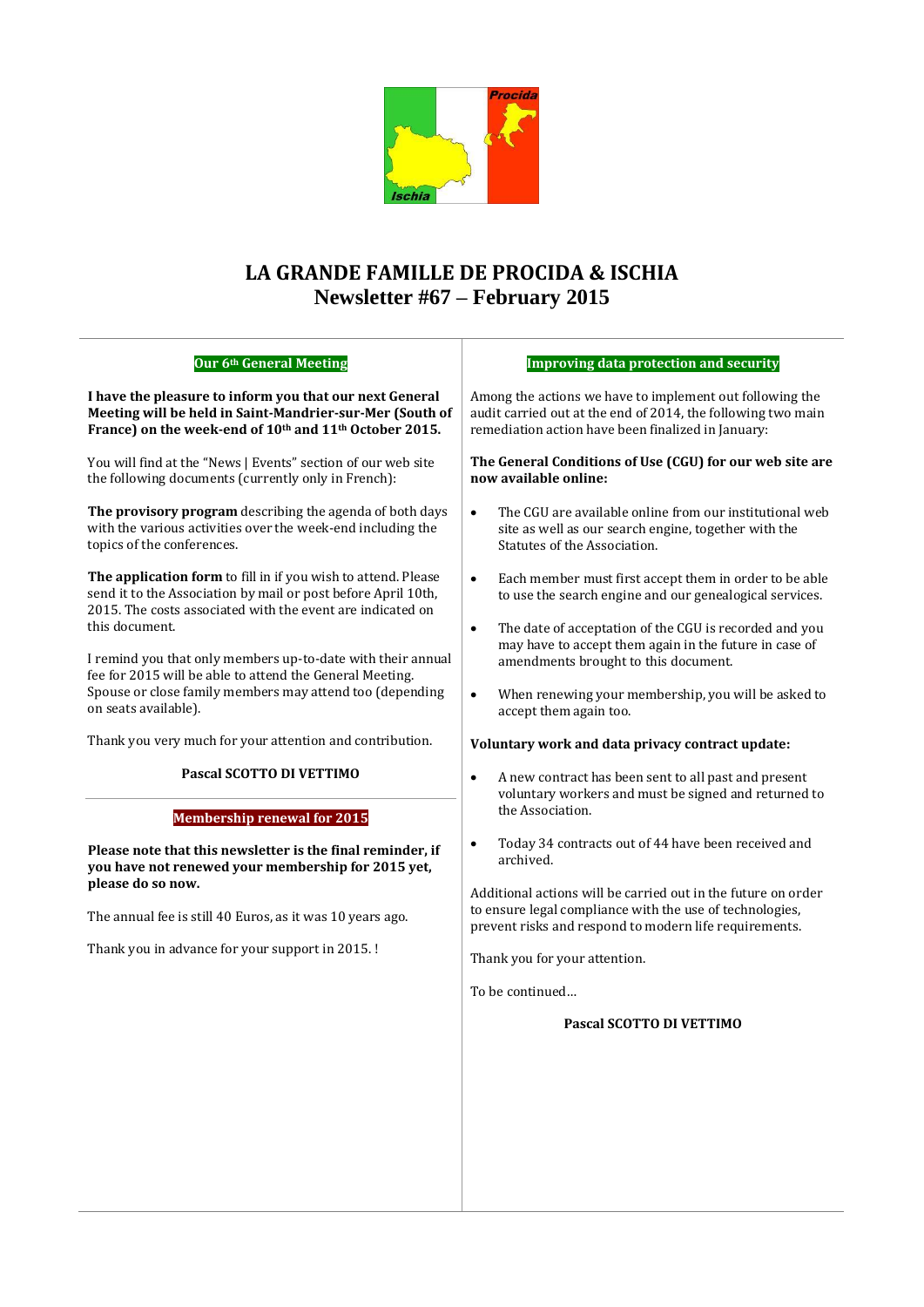# LA GRANDE FAMILLE DE PROCIDA & ISCHIA
## Newsletter #67 – February 2015

### Our 6th General Meeting

**I have the pleasure to inform you that our next General Meeting will be held in Saint-Mandrier-sur-Mer (South of France) on the week-end of 10th and 11th October 2015.**

You will find at the "News | Events" section of our web site the following documents (currently only in French):

**The provisory program** describing the agenda of both days with the various activities over the week-end including the topics of the conferences.

**The application form** to fill in if you wish to attend. Please send it to the Association by mail or post before April 10th, 2015. The costs associated with the event are indicated on this document.

I remind you that only members up-to-date with their annual fee for 2015 will be able to attend the General Meeting. Spouse or close family members may attend too (depending on seats available).

Thank you very much for your attention and contribution.

**Pascal SCOTTO DI VETTIMO**

### Membership renewal for 2015

**Please note that this newsletter is the final reminder, if you have not renewed your membership for 2015 yet, please do so now.**

The annual fee is still 40 Euros, as it was 10 years ago.

Thank you in advance for your support in 2015. !

### Improving data protection and security

Among the actions we have to implement out following the audit carried out at the end of 2014, the following two main remediation action have been finalized in January:

**The General Conditions of Use (CGU) for our web site are now available online:**

- The CGU are available online from our institutional web site as well as our search engine, together with the Statutes of the Association.
- Each member must first accept them in order to be able to use the search engine and our genealogical services.
- The date of acceptation of the CGU is recorded and you may have to accept them again in the future in case of amendments brought to this document.
- When renewing your membership, you will be asked to accept them again too.

**Voluntary work and data privacy contract update:**

- A new contract has been sent to all past and present voluntary workers and must be signed and returned to the Association.
- Today 34 contracts out of 44 have been received and archived.

Additional actions will be carried out in the future on order to ensure legal compliance with the use of technologies, prevent risks and respond to modern life requirements.

Thank you for your attention.

To be continued…

**Pascal SCOTTO DI VETTIMO**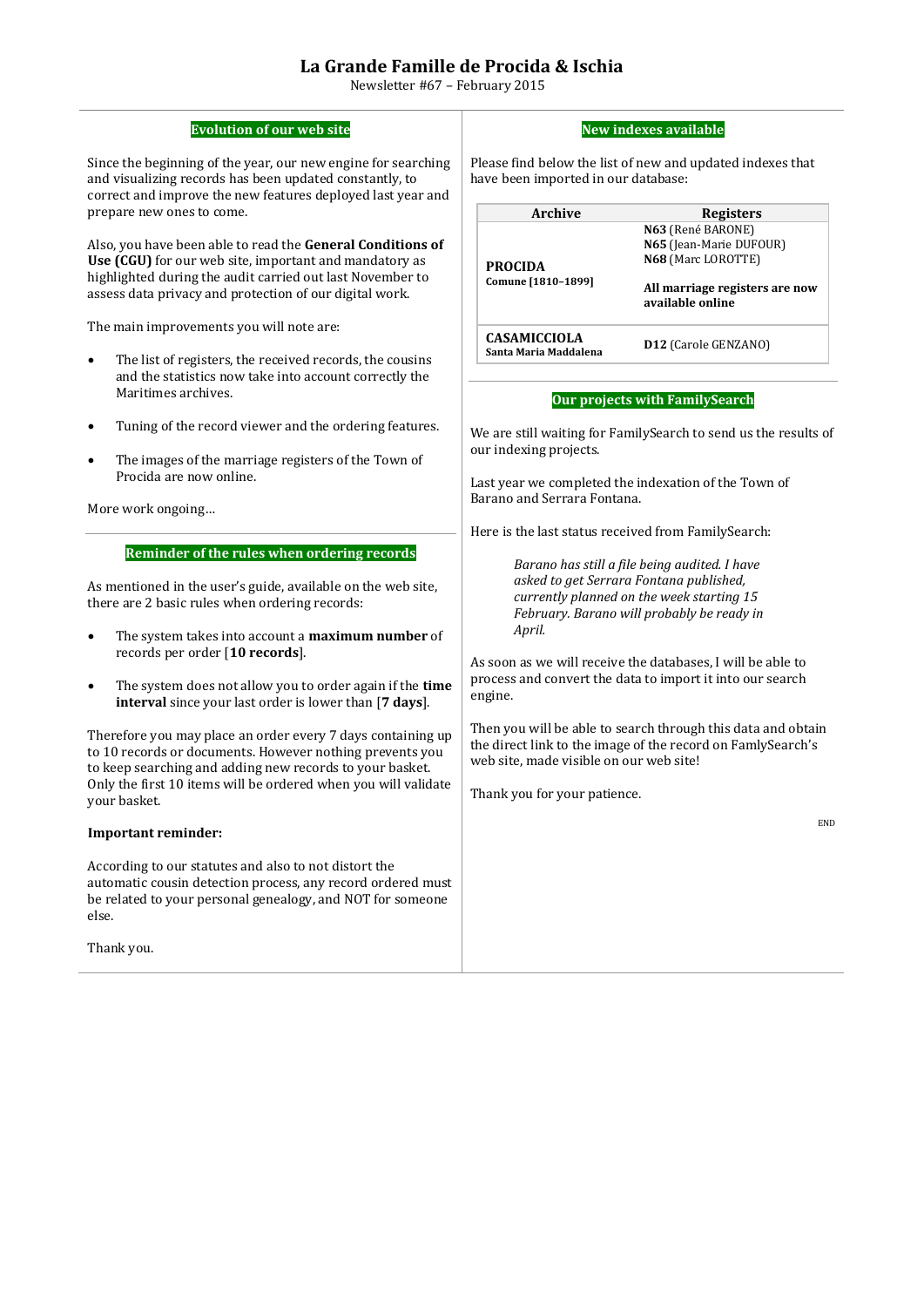# La Grande Famille de Procida & Ischia

Newsletter #67 – February 2015

## Evolution of our web site

Since the beginning of the year, our new engine for searching and visualizing records has been updated constantly, to correct and improve the new features deployed last year and prepare new ones to come.

Also, you have been able to read the **General Conditions of Use (CGU)** for our web site, important and mandatory as highlighted during the audit carried out last November to assess data privacy and protection of our digital work.

The main improvements you will note are:

- The list of registers, the received records, the cousins and the statistics now take into account correctly the Maritimes archives.
- Tuning of the record viewer and the ordering features.
- The images of the marriage registers of the Town of Procida are now online.

More work ongoing…

## Reminder of the rules when ordering records

As mentioned in the user's guide, available on the web site, there are 2 basic rules when ordering records:

- The system takes into account a **maximum number** of records per order [**10 records**].
- The system does not allow you to order again if the **time interval** since your last order is lower than [**7 days**].

Therefore you may place an order every 7 days containing up to 10 records or documents. However nothing prevents you to keep searching and adding new records to your basket. Only the first 10 items will be ordered when you will validate your basket.

**Important reminder:**

According to our statutes and also to not distort the automatic cousin detection process, any record ordered must be related to your personal genealogy, and NOT for someone else.

Thank you.

## New indexes available

Please find below the list of new and updated indexes that have been imported in our database:

| Archive | Registers |
|---|---|
| **PROCIDA** Comune [1810–1899] | **N63** (René BARONE)<br>**N65** (Jean-Marie DUFOUR)<br>**N68** (Marc LOROTTE)<br><br>**All marriage registers are now available online** |
| **CASAMICCIOLA** Santa Maria Maddalena | **D12** (Carole GENZANO) |

## Our projects with FamilySearch

We are still waiting for FamilySearch to send us the results of our indexing projects.

Last year we completed the indexation of the Town of Barano and Serrara Fontana.

Here is the last status received from FamilySearch:

> *Barano has still a file being audited. I have asked to get Serrara Fontana published, currently planned on the week starting 15 February. Barano will probably be ready in April.*

As soon as we will receive the databases, I will be able to process and convert the data to import it into our search engine.

Then you will be able to search through this data and obtain the direct link to the image of the record on FamlySearch's web site, made visible on our web site!

Thank you for your patience.

END